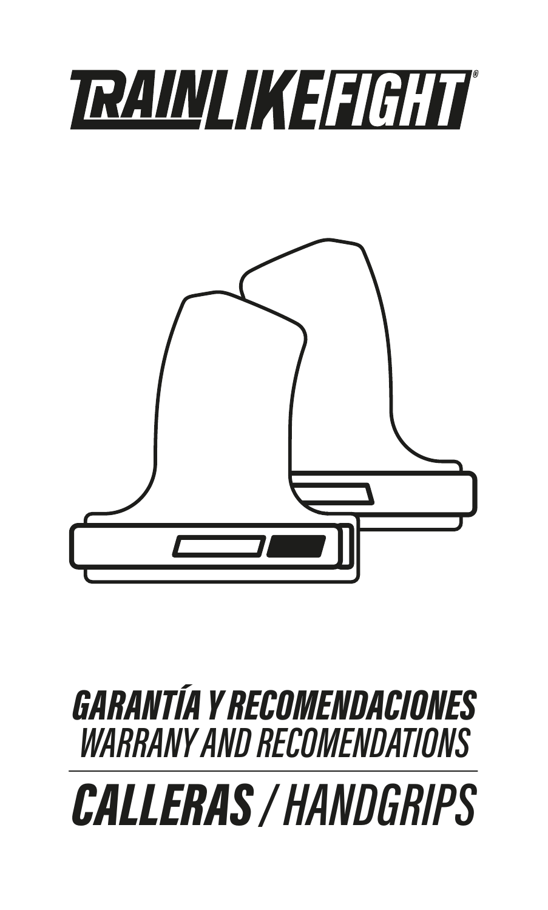# TRAINLIKEFIGHT®

## GARANTÍA Y RECOMENDACIONES
WARRANY AND RECOMENDATIONS

# CALLERAS / HANDGRIPS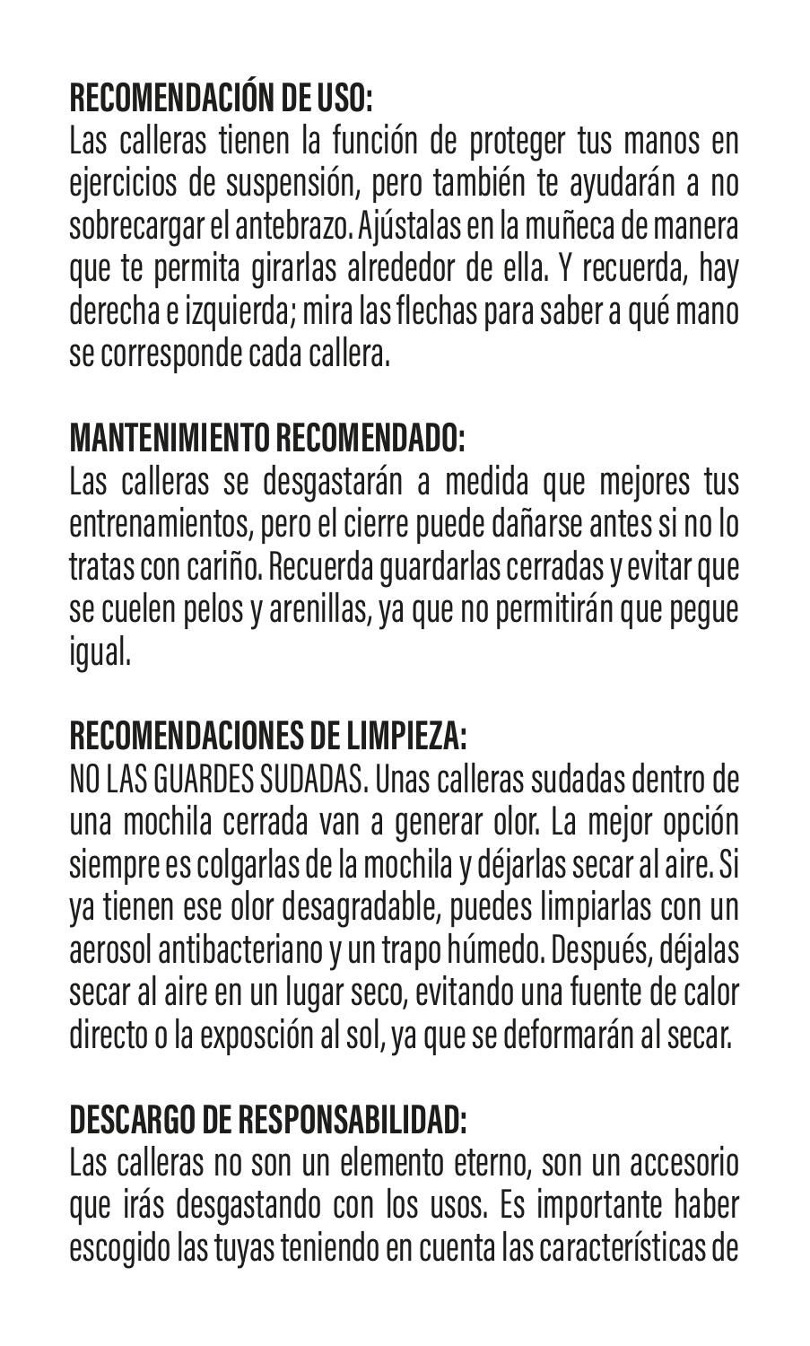## RECOMENDACIÓN DE USO:

Las calleras tienen la función de proteger tus manos en ejercicios de suspensión, pero también te ayudarán a no sobrecargar el antebrazo. Ajústalas en la muñeca de manera que te permita girarlas alrededor de ella. Y recuerda, hay derecha e izquierda; mira las flechas para saber a qué mano se corresponde cada callera.

## MANTENIMIENTO RECOMENDADO:

Las calleras se desgastarán a medida que mejores tus entrenamientos, pero el cierre puede dañarse antes si no lo tratas con cariño. Recuerda guardarlas cerradas y evitar que se cuelen pelos y arenillas, ya que no permitirán que pegue igual.

## RECOMENDACIONES DE LIMPIEZA:

NO LAS GUARDES SUDADAS. Unas calleras sudadas dentro de una mochila cerrada van a generar olor. La mejor opción siempre es colgarlas de la mochila y déjarlas secar al aire. Si ya tienen ese olor desagradable, puedes limpiarlas con un aerosol antibacteriano y un trapo húmedo. Después, déjalas secar al aire en un lugar seco, evitando una fuente de calor directo o la exposción al sol, ya que se deformarán al secar.

## DESCARGO DE RESPONSABILIDAD:

Las calleras no son un elemento eterno, son un accesorio que irás desgastando con los usos. Es importante haber escogido las tuyas teniendo en cuenta las características de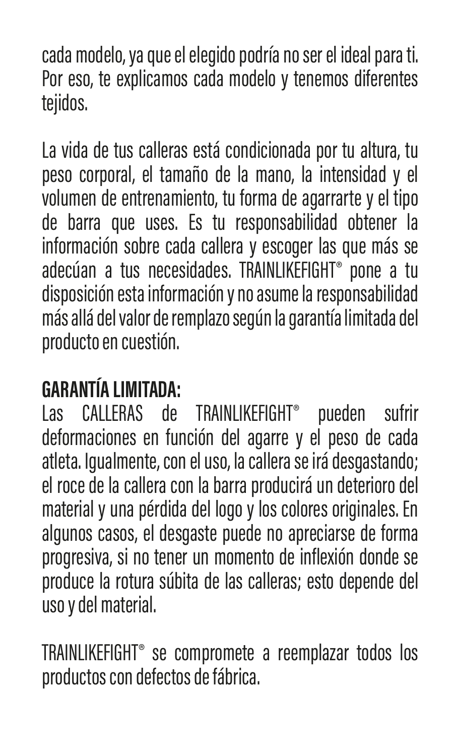cada modelo, ya que el elegido podría no ser el ideal para ti. Por eso, te explicamos cada modelo y tenemos diferentes tejidos.

La vida de tus calleras está condicionada por tu altura, tu peso corporal, el tamaño de la mano, la intensidad y el volumen de entrenamiento, tu forma de agarrarte y el tipo de barra que uses. Es tu responsabilidad obtener la información sobre cada callera y escoger las que más se adecúan a tus necesidades. TRAINLIKEFIGHT® pone a tu disposición esta información y no asume la responsabilidad más allá del valor de remplazo según la garantía limitada del producto en cuestión.

**GARANTÍA LIMITADA:**
Las CALLERAS de TRAINLIKEFIGHT® pueden sufrir deformaciones en función del agarre y el peso de cada atleta. Igualmente, con el uso, la callera se irá desgastando; el roce de la callera con la barra producirá un deterioro del material y una pérdida del logo y los colores originales. En algunos casos, el desgaste puede no apreciarse de forma progresiva, si no tener un momento de inflexión donde se produce la rotura súbita de las calleras; esto depende del uso y del material.

TRAINLIKEFIGHT® se compromete a reemplazar todos los productos con defectos de fábrica.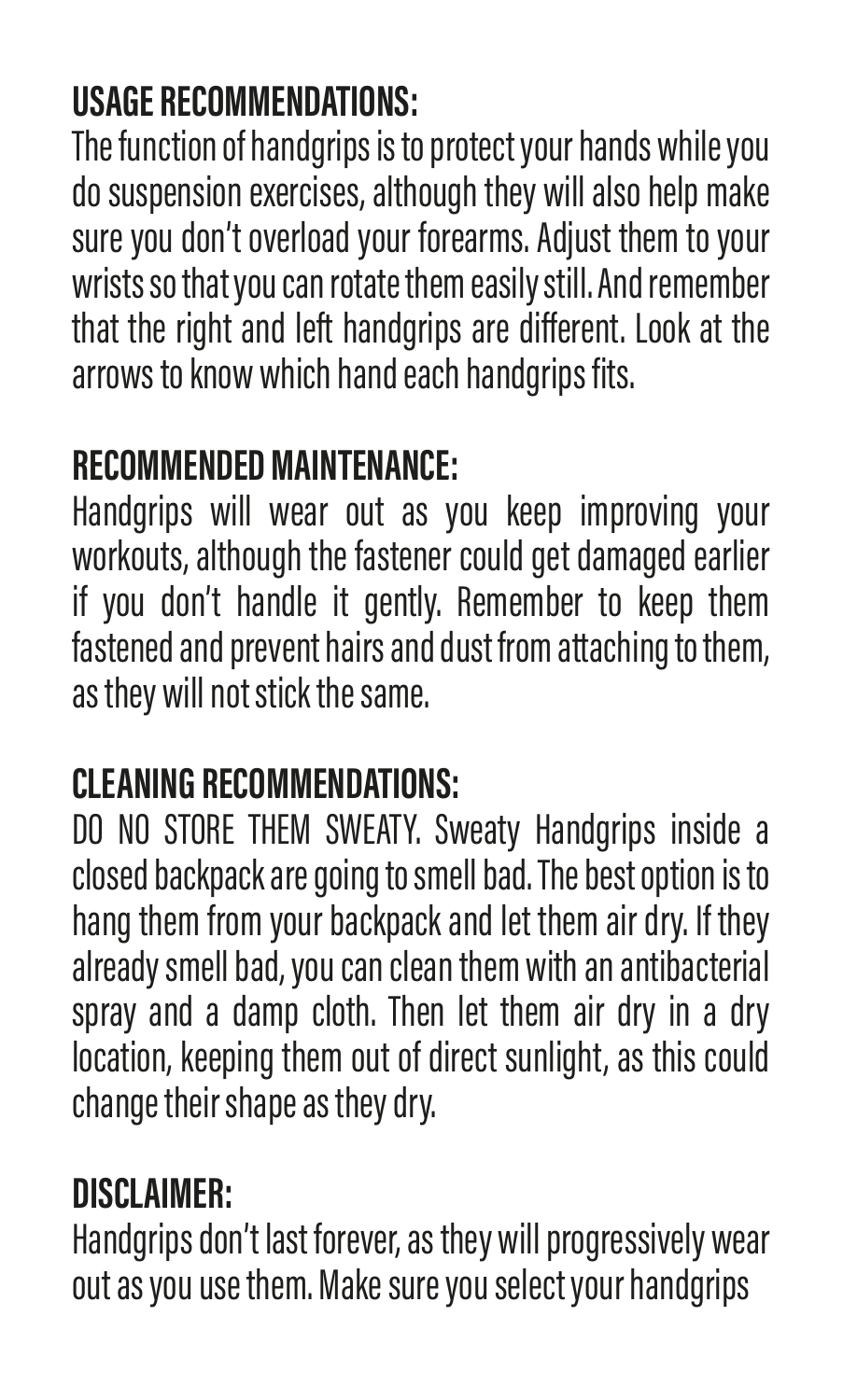## USAGE RECOMMENDATIONS:

The function of handgrips is to protect your hands while you do suspension exercises, although they will also help make sure you don't overload your forearms. Adjust them to your wrists so that you can rotate them easily still. And remember that the right and left handgrips are different. Look at the arrows to know which hand each handgrips fits.

## RECOMMENDED MAINTENANCE:

Handgrips will wear out as you keep improving your workouts, although the fastener could get damaged earlier if you don't handle it gently. Remember to keep them fastened and prevent hairs and dust from attaching to them, as they will not stick the same.

## CLEANING RECOMMENDATIONS:

DO NO STORE THEM SWEATY. Sweaty Handgrips inside a closed backpack are going to smell bad. The best option is to hang them from your backpack and let them air dry. If they already smell bad, you can clean them with an antibacterial spray and a damp cloth. Then let them air dry in a dry location, keeping them out of direct sunlight, as this could change their shape as they dry.

## DISCLAIMER:

Handgrips don't last forever, as they will progressively wear out as you use them. Make sure you select your handgrips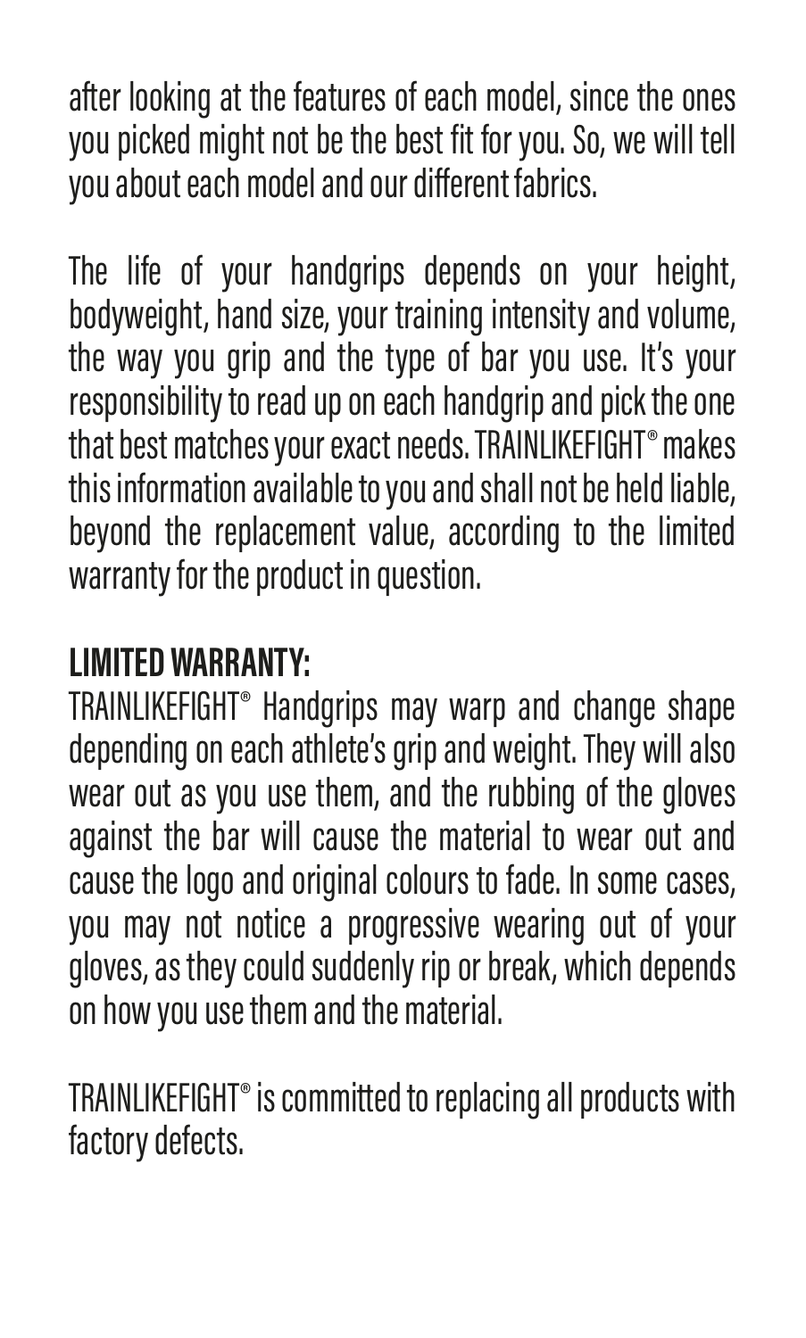after looking at the features of each model, since the ones you picked might not be the best fit for you. So, we will tell you about each model and our different fabrics.

The life of your handgrips depends on your height, bodyweight, hand size, your training intensity and volume, the way you grip and the type of bar you use. It's your responsibility to read up on each handgrip and pick the one that best matches your exact needs. TRAINLIKEFIGHT® makes this information available to you and shall not be held liable, beyond the replacement value, according to the limited warranty for the product in question.

**LIMITED WARRANTY:**

TRAINLIKEFIGHT® Handgrips may warp and change shape depending on each athlete's grip and weight. They will also wear out as you use them, and the rubbing of the gloves against the bar will cause the material to wear out and cause the logo and original colours to fade. In some cases, you may not notice a progressive wearing out of your gloves, as they could suddenly rip or break, which depends on how you use them and the material.

TRAINLIKEFIGHT® is committed to replacing all products with factory defects.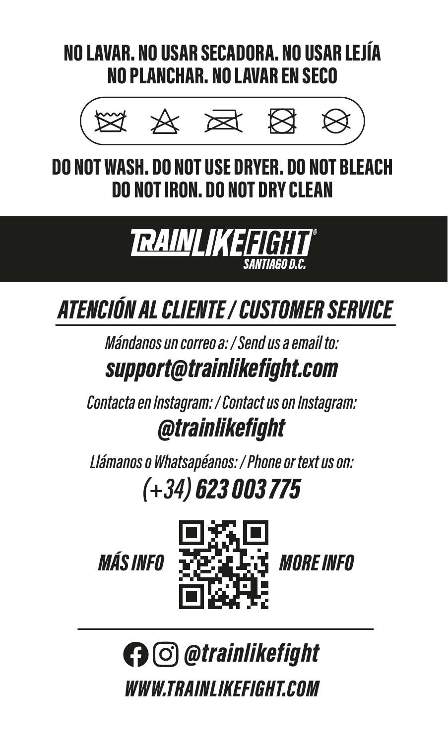**NO LAVAR. NO USAR SECADORA. NO USAR LEJÍA**
**NO PLANCHAR. NO LAVAR EN SECO**

**DO NOT WASH. DO NOT USE DRYER. DO NOT BLEACH**
**DO NOT IRON. DO NOT DRY CLEAN**

# TRAINLIKEFIGHT®
SANTIAGO D.C.

## *ATENCIÓN AL CLIENTE / CUSTOMER SERVICE*

*Mándanos un correo a: / Send us a email to:*
***support@trainlikefight.com***

*Contacta en Instagram: / Contact us on Instagram:*
***@trainlikefight***

*Llámanos o Whatsapéanos: / Phone or text us on:*
*(+34)* ***623 003 775***

***MÁS INFO*** ***MORE INFO***

***@trainlikefight***
***WWW.TRAINLIKEFIGHT.COM***